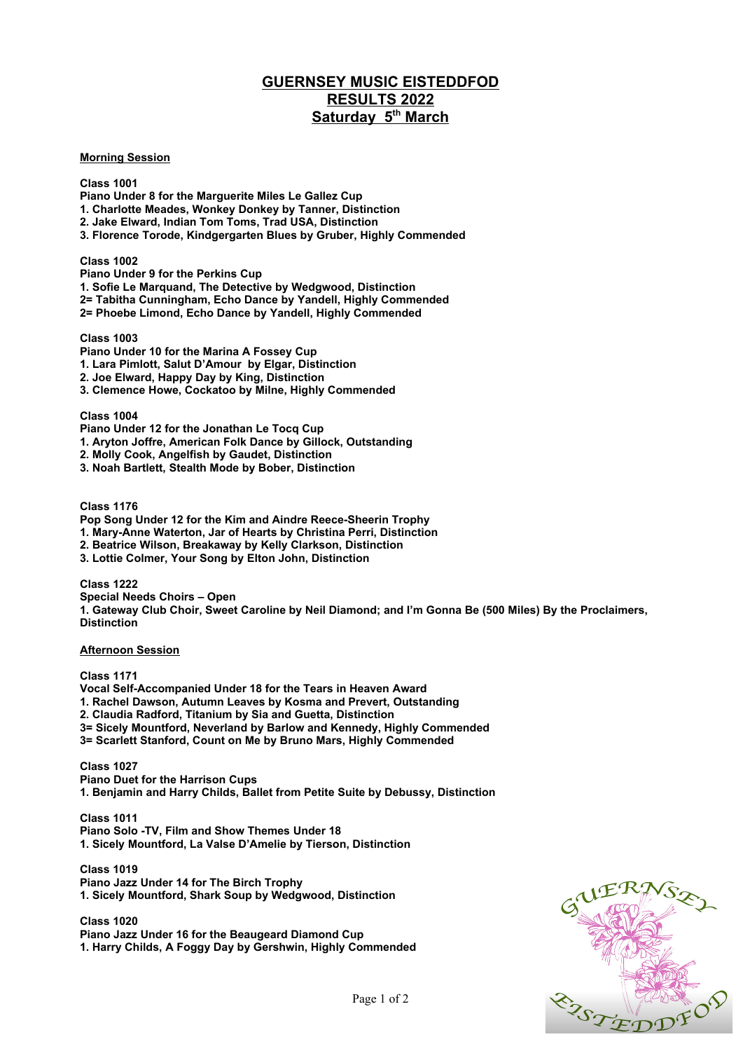# GUERNSEY MUSIC EISTEDDFOD
## RESULTS 2022
## Saturday 5th March

### Morning Session

**Class 1001**
**Piano Under 8 for the Marguerite Miles Le Gallez Cup**
**1. Charlotte Meades, Wonkey Donkey by Tanner, Distinction**
**2. Jake Elward, Indian Tom Toms, Trad USA, Distinction**
**3. Florence Torode, Kindgergarten Blues by Gruber, Highly Commended**

**Class 1002**
**Piano Under 9 for the Perkins Cup**
**1. Sofie Le Marquand, The Detective by Wedgwood, Distinction**
**2= Tabitha Cunningham, Echo Dance by Yandell, Highly Commended**
**2= Phoebe Limond, Echo Dance by Yandell, Highly Commended**

**Class 1003**
**Piano Under 10 for the Marina A Fossey Cup**
**1. Lara Pimlott, Salut D'Amour by Elgar, Distinction**
**2. Joe Elward, Happy Day by King, Distinction**
**3. Clemence Howe, Cockatoo by Milne, Highly Commended**

**Class 1004**
**Piano Under 12 for the Jonathan Le Tocq Cup**
**1. Aryton Joffre, American Folk Dance by Gillock, Outstanding**
**2. Molly Cook, Angelfish by Gaudet, Distinction**
**3. Noah Bartlett, Stealth Mode by Bober, Distinction**

**Class 1176**
**Pop Song Under 12 for the Kim and Aindre Reece-Sheerin Trophy**
**1. Mary-Anne Waterton, Jar of Hearts by Christina Perri, Distinction**
**2. Beatrice Wilson, Breakaway by Kelly Clarkson, Distinction**
**3. Lottie Colmer, Your Song by Elton John, Distinction**

**Class 1222**
**Special Needs Choirs – Open**
**1. Gateway Club Choir, Sweet Caroline by Neil Diamond; and I'm Gonna Be (500 Miles) By the Proclaimers, Distinction**

### Afternoon Session

**Class 1171**
**Vocal Self-Accompanied Under 18 for the Tears in Heaven Award**
**1. Rachel Dawson, Autumn Leaves by Kosma and Prevert, Outstanding**
**2. Claudia Radford, Titanium by Sia and Guetta, Distinction**
**3= Sicely Mountford, Neverland by Barlow and Kennedy, Highly Commended**
**3= Scarlett Stanford, Count on Me by Bruno Mars, Highly Commended**

**Class 1027**
**Piano Duet for the Harrison Cups**
**1. Benjamin and Harry Childs, Ballet from Petite Suite by Debussy, Distinction**

**Class 1011**
**Piano Solo -TV, Film and Show Themes Under 18**
**1. Sicely Mountford, La Valse D'Amelie by Tierson, Distinction**

**Class 1019**
**Piano Jazz Under 14 for The Birch Trophy**
**1. Sicely Mountford, Shark Soup by Wedgwood, Distinction**

**Class 1020**
**Piano Jazz Under 16 for the Beaugeard Diamond Cup**
**1. Harry Childs, A Foggy Day by Gershwin, Highly Commended**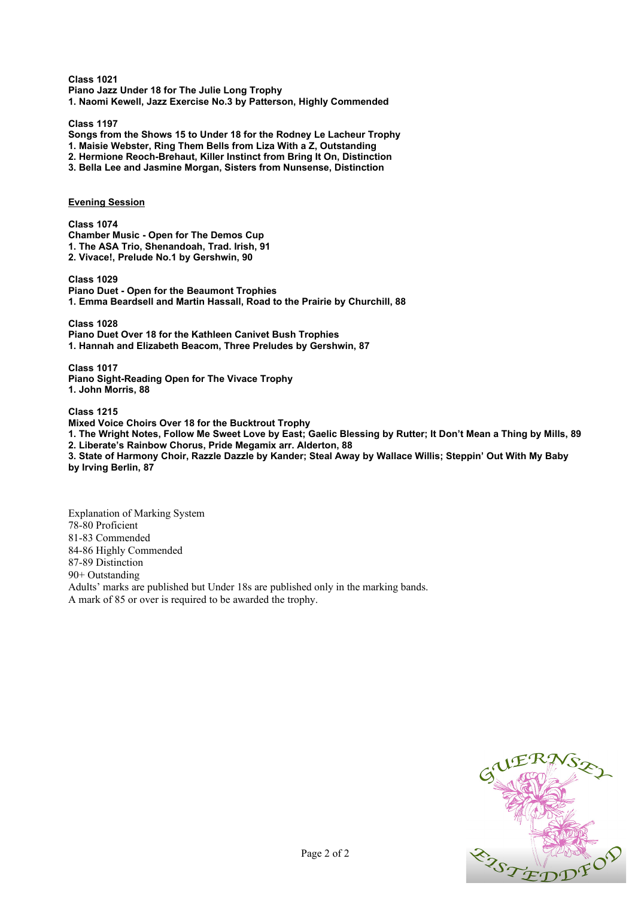**Class 1021**
**Piano Jazz Under 18 for The Julie Long Trophy**
**1. Naomi Kewell, Jazz Exercise No.3 by Patterson, Highly Commended**

**Class 1197**
**Songs from the Shows 15 to Under 18 for the Rodney Le Lacheur Trophy**
**1. Maisie Webster, Ring Them Bells from Liza With a Z, Outstanding**
**2. Hermione Reoch-Brehaut, Killer Instinct from Bring It On, Distinction**
**3. Bella Lee and Jasmine Morgan, Sisters from Nunsense, Distinction**

**<u>Evening Session</u>**

**Class 1074**
**Chamber Music - Open for The Demos Cup**
**1. The ASA Trio, Shenandoah, Trad. Irish, 91**
**2. Vivace!, Prelude No.1 by Gershwin, 90**

**Class 1029**
**Piano Duet - Open for the Beaumont Trophies**
**1. Emma Beardsell and Martin Hassall, Road to the Prairie by Churchill, 88**

**Class 1028**
**Piano Duet Over 18 for the Kathleen Canivet Bush Trophies**
**1. Hannah and Elizabeth Beacom, Three Preludes by Gershwin, 87**

**Class 1017**
**Piano Sight-Reading Open for The Vivace Trophy**
**1. John Morris, 88**

**Class 1215**
**Mixed Voice Choirs Over 18 for the Bucktrout Trophy**
**1. The Wright Notes, Follow Me Sweet Love by East; Gaelic Blessing by Rutter; It Don't Mean a Thing by Mills, 89**
**2. Liberate's Rainbow Chorus, Pride Megamix arr. Alderton, 88**
**3. State of Harmony Choir, Razzle Dazzle by Kander; Steal Away by Wallace Willis; Steppin' Out With My Baby by Irving Berlin, 87**

Explanation of Marking System
78-80 Proficient
81-83 Commended
84-86 Highly Commended
87-89 Distinction
90+ Outstanding
Adults' marks are published but Under 18s are published only in the marking bands.
A mark of 85 or over is required to be awarded the trophy.